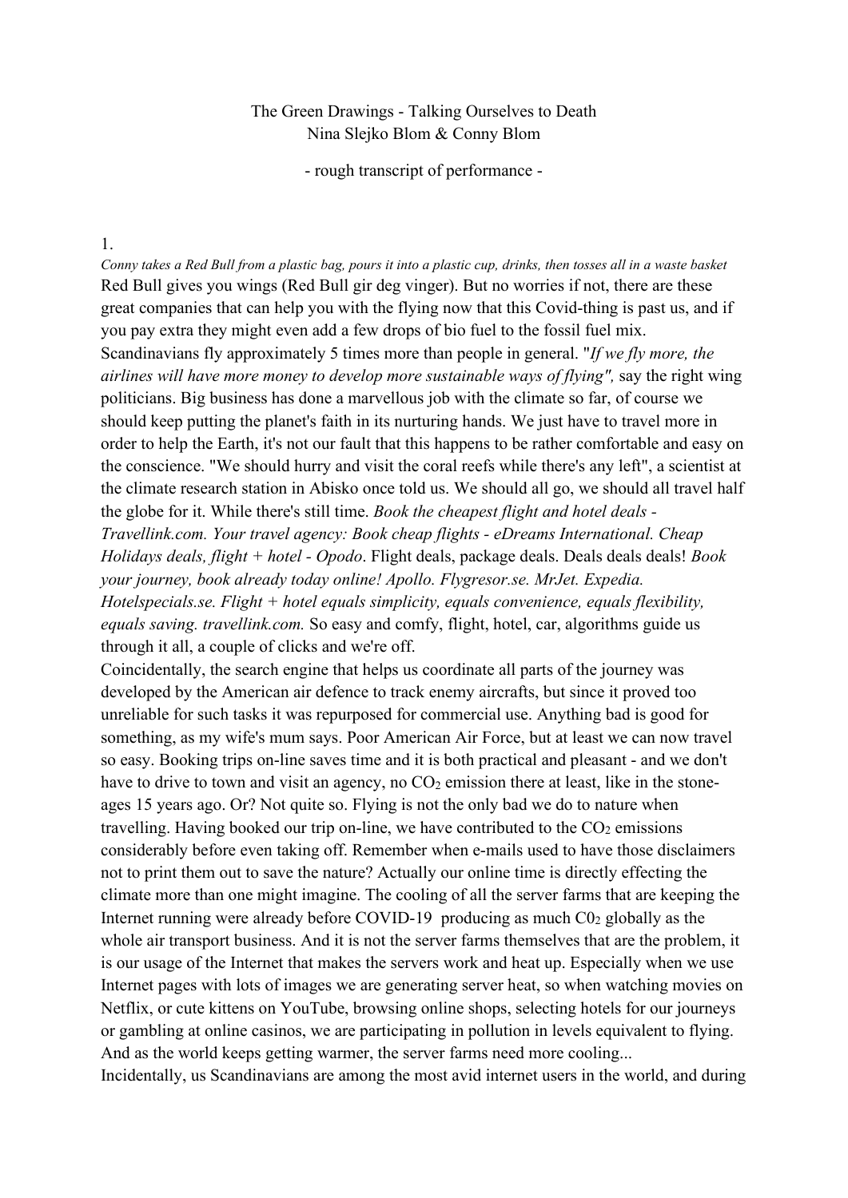The Green Drawings - Talking Ourselves to Death
Nina Slejko Blom & Conny Blom

\- rough transcript of performance -

1.

*Conny takes a Red Bull from a plastic bag, pours it into a plastic cup, drinks, then tosses all in a waste basket*

Red Bull gives you wings (Red Bull gir deg vinger). But no worries if not, there are these great companies that can help you with the flying now that this Covid-thing is past us, and if you pay extra they might even add a few drops of bio fuel to the fossil fuel mix. Scandinavians fly approximately 5 times more than people in general. "*If we fly more, the airlines will have more money to develop more sustainable ways of flying",* say the right wing politicians. Big business has done a marvellous job with the climate so far, of course we should keep putting the planet's faith in its nurturing hands. We just have to travel more in order to help the Earth, it's not our fault that this happens to be rather comfortable and easy on the conscience. "We should hurry and visit the coral reefs while there's any left", a scientist at the climate research station in Abisko once told us. We should all go, we should all travel half the globe for it. While there's still time. *Book the cheapest flight and hotel deals - Travellink.com. Your travel agency: Book cheap flights - eDreams International. Cheap Holidays deals, flight + hotel - Opodo*. Flight deals, package deals. Deals deals deals! *Book your journey, book already today online! Apollo. Flygresor.se. MrJet. Expedia. Hotelspecials.se. Flight + hotel equals simplicity, equals convenience, equals flexibility, equals saving. travellink.com.* So easy and comfy, flight, hotel, car, algorithms guide us through it all, a couple of clicks and we're off.

Coincidentally, the search engine that helps us coordinate all parts of the journey was developed by the American air defence to track enemy aircrafts, but since it proved too unreliable for such tasks it was repurposed for commercial use. Anything bad is good for something, as my wife's mum says. Poor American Air Force, but at least we can now travel so easy. Booking trips on-line saves time and it is both practical and pleasant - and we don't have to drive to town and visit an agency, no $CO_2$ emission there at least, like in the stone-ages 15 years ago. Or? Not quite so. Flying is not the only bad we do to nature when travelling. Having booked our trip on-line, we have contributed to the $CO_2$ emissions considerably before even taking off. Remember when e-mails used to have those disclaimers not to print them out to save the nature? Actually our online time is directly effecting the climate more than one might imagine. The cooling of all the server farms that are keeping the Internet running were already before COVID-19 producing as much $C0_2$ globally as the whole air transport business. And it is not the server farms themselves that are the problem, it is our usage of the Internet that makes the servers work and heat up. Especially when we use Internet pages with lots of images we are generating server heat, so when watching movies on Netflix, or cute kittens on YouTube, browsing online shops, selecting hotels for our journeys or gambling at online casinos, we are participating in pollution in levels equivalent to flying. And as the world keeps getting warmer, the server farms need more cooling...

Incidentally, us Scandinavians are among the most avid internet users in the world, and during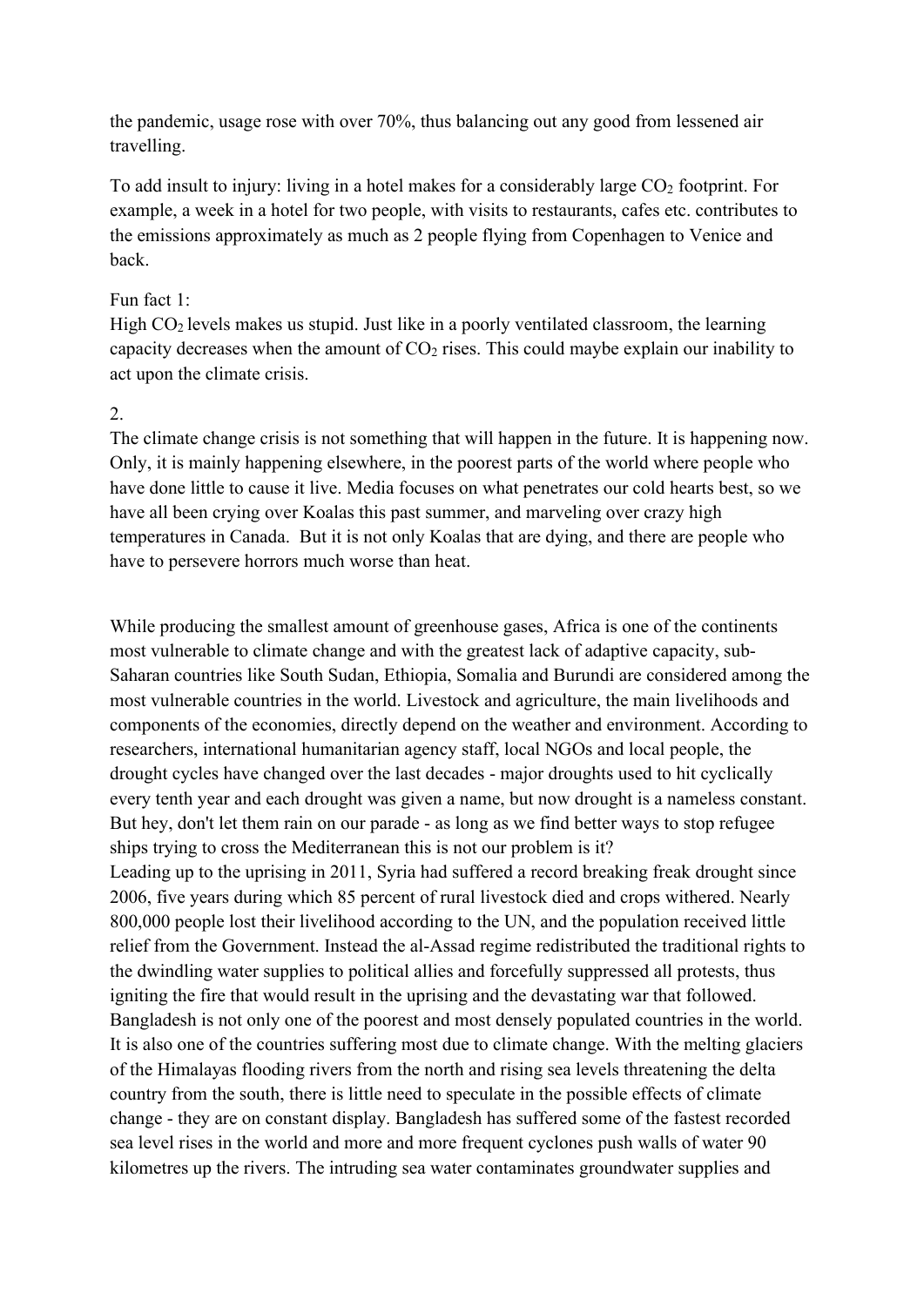the pandemic, usage rose with over 70%, thus balancing out any good from lessened air travelling.

To add insult to injury: living in a hotel makes for a considerably large $CO_2$ footprint. For example, a week in a hotel for two people, with visits to restaurants, cafes etc. contributes to the emissions approximately as much as 2 people flying from Copenhagen to Venice and back.

Fun fact 1:
High $CO_2$ levels makes us stupid. Just like in a poorly ventilated classroom, the learning capacity decreases when the amount of $CO_2$ rises. This could maybe explain our inability to act upon the climate crisis.

2.
The climate change crisis is not something that will happen in the future. It is happening now. Only, it is mainly happening elsewhere, in the poorest parts of the world where people who have done little to cause it live. Media focuses on what penetrates our cold hearts best, so we have all been crying over Koalas this past summer, and marveling over crazy high temperatures in Canada. But it is not only Koalas that are dying, and there are people who have to persevere horrors much worse than heat.

While producing the smallest amount of greenhouse gases, Africa is one of the continents most vulnerable to climate change and with the greatest lack of adaptive capacity, sub-Saharan countries like South Sudan, Ethiopia, Somalia and Burundi are considered among the most vulnerable countries in the world. Livestock and agriculture, the main livelihoods and components of the economies, directly depend on the weather and environment. According to researchers, international humanitarian agency staff, local NGOs and local people, the drought cycles have changed over the last decades - major droughts used to hit cyclically every tenth year and each drought was given a name, but now drought is a nameless constant. But hey, don't let them rain on our parade - as long as we find better ways to stop refugee ships trying to cross the Mediterranean this is not our problem is it?
Leading up to the uprising in 2011, Syria had suffered a record breaking freak drought since 2006, five years during which 85 percent of rural livestock died and crops withered. Nearly 800,000 people lost their livelihood according to the UN, and the population received little relief from the Government. Instead the al-Assad regime redistributed the traditional rights to the dwindling water supplies to political allies and forcefully suppressed all protests, thus igniting the fire that would result in the uprising and the devastating war that followed.
Bangladesh is not only one of the poorest and most densely populated countries in the world. It is also one of the countries suffering most due to climate change. With the melting glaciers of the Himalayas flooding rivers from the north and rising sea levels threatening the delta country from the south, there is little need to speculate in the possible effects of climate change - they are on constant display. Bangladesh has suffered some of the fastest recorded sea level rises in the world and more and more frequent cyclones push walls of water 90 kilometres up the rivers. The intruding sea water contaminates groundwater supplies and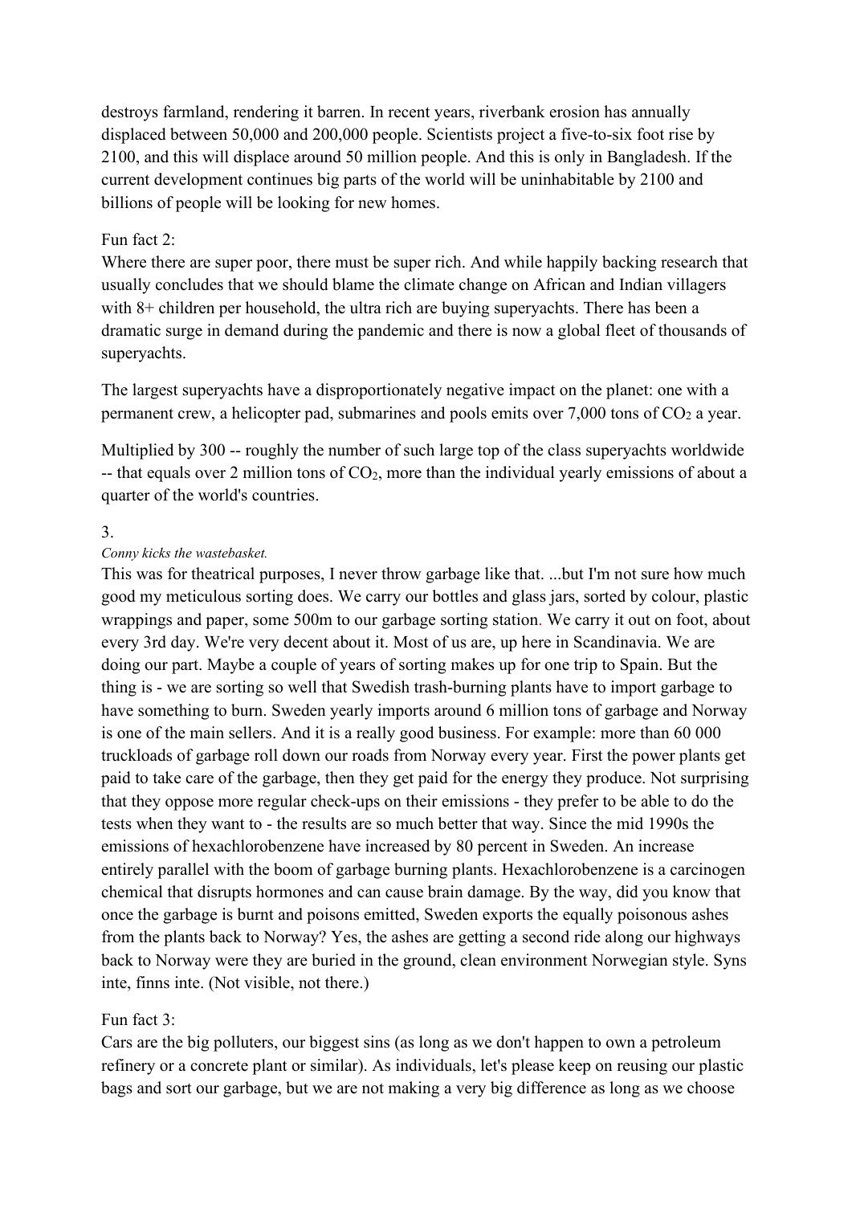destroys farmland, rendering it barren. In recent years, riverbank erosion has annually displaced between 50,000 and 200,000 people. Scientists project a five-to-six foot rise by 2100, and this will displace around 50 million people. And this is only in Bangladesh. If the current development continues big parts of the world will be uninhabitable by 2100 and billions of people will be looking for new homes.

Fun fact 2:
Where there are super poor, there must be super rich. And while happily backing research that usually concludes that we should blame the climate change on African and Indian villagers with 8+ children per household, the ultra rich are buying superyachts. There has been a dramatic surge in demand during the pandemic and there is now a global fleet of thousands of superyachts.

The largest superyachts have a disproportionately negative impact on the planet: one with a permanent crew, a helicopter pad, submarines and pools emits over 7,000 tons of $CO_2$ a year.

Multiplied by 300 -- roughly the number of such large top of the class superyachts worldwide -- that equals over 2 million tons of $CO_2$, more than the individual yearly emissions of about a quarter of the world's countries.

3.

*Conny kicks the wastebasket.*

This was for theatrical purposes, I never throw garbage like that. ...but I'm not sure how much good my meticulous sorting does. We carry our bottles and glass jars, sorted by colour, plastic wrappings and paper, some 500m to our garbage sorting station. We carry it out on foot, about every 3rd day. We're very decent about it. Most of us are, up here in Scandinavia. We are doing our part. Maybe a couple of years of sorting makes up for one trip to Spain. But the thing is - we are sorting so well that Swedish trash-burning plants have to import garbage to have something to burn. Sweden yearly imports around 6 million tons of garbage and Norway is one of the main sellers. And it is a really good business. For example: more than 60 000 truckloads of garbage roll down our roads from Norway every year. First the power plants get paid to take care of the garbage, then they get paid for the energy they produce. Not surprising that they oppose more regular check-ups on their emissions - they prefer to be able to do the tests when they want to - the results are so much better that way. Since the mid 1990s the emissions of hexachlorobenzene have increased by 80 percent in Sweden. An increase entirely parallel with the boom of garbage burning plants. Hexachlorobenzene is a carcinogen chemical that disrupts hormones and can cause brain damage. By the way, did you know that once the garbage is burnt and poisons emitted, Sweden exports the equally poisonous ashes from the plants back to Norway? Yes, the ashes are getting a second ride along our highways back to Norway were they are buried in the ground, clean environment Norwegian style. Syns inte, finns inte. (Not visible, not there.)

Fun fact 3:
Cars are the big polluters, our biggest sins (as long as we don't happen to own a petroleum refinery or a concrete plant or similar). As individuals, let's please keep on reusing our plastic bags and sort our garbage, but we are not making a very big difference as long as we choose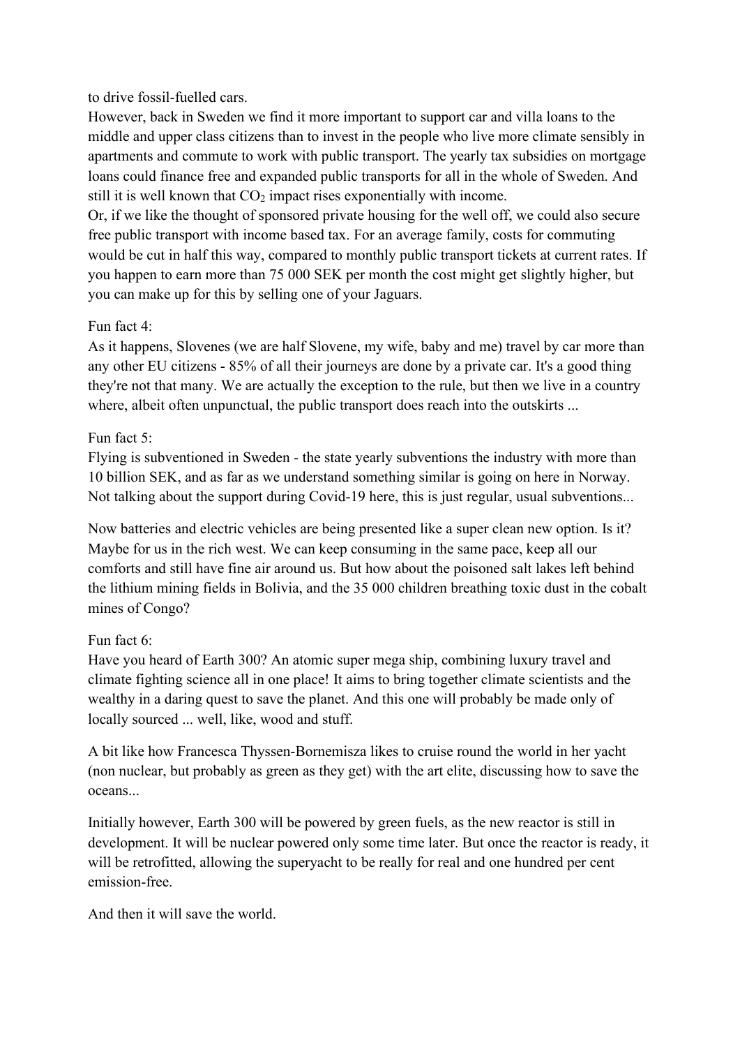to drive fossil-fuelled cars.

However, back in Sweden we find it more important to support car and villa loans to the middle and upper class citizens than to invest in the people who live more climate sensibly in apartments and commute to work with public transport. The yearly tax subsidies on mortgage loans could finance free and expanded public transports for all in the whole of Sweden. And still it is well known that $CO_2$ impact rises exponentially with income.

Or, if we like the thought of sponsored private housing for the well off, we could also secure free public transport with income based tax. For an average family, costs for commuting would be cut in half this way, compared to monthly public transport tickets at current rates. If you happen to earn more than 75 000 SEK per month the cost might get slightly higher, but you can make up for this by selling one of your Jaguars.

Fun fact 4:

As it happens, Slovenes (we are half Slovene, my wife, baby and me) travel by car more than any other EU citizens - 85% of all their journeys are done by a private car. It's a good thing they're not that many. We are actually the exception to the rule, but then we live in a country where, albeit often unpunctual, the public transport does reach into the outskirts ...

Fun fact 5:

Flying is subventioned in Sweden - the state yearly subventions the industry with more than 10 billion SEK, and as far as we understand something similar is going on here in Norway. Not talking about the support during Covid-19 here, this is just regular, usual subventions...

Now batteries and electric vehicles are being presented like a super clean new option. Is it? Maybe for us in the rich west. We can keep consuming in the same pace, keep all our comforts and still have fine air around us. But how about the poisoned salt lakes left behind the lithium mining fields in Bolivia, and the 35 000 children breathing toxic dust in the cobalt mines of Congo?

Fun fact 6:

Have you heard of Earth 300? An atomic super mega ship, combining luxury travel and climate fighting science all in one place! It aims to bring together climate scientists and the wealthy in a daring quest to save the planet. And this one will probably be made only of locally sourced ... well, like, wood and stuff.

A bit like how Francesca Thyssen-Bornemisza likes to cruise round the world in her yacht (non nuclear, but probably as green as they get) with the art elite, discussing how to save the oceans...

Initially however, Earth 300 will be powered by green fuels, as the new reactor is still in development. It will be nuclear powered only some time later. But once the reactor is ready, it will be retrofitted, allowing the superyacht to be really for real and one hundred per cent emission-free.

And then it will save the world.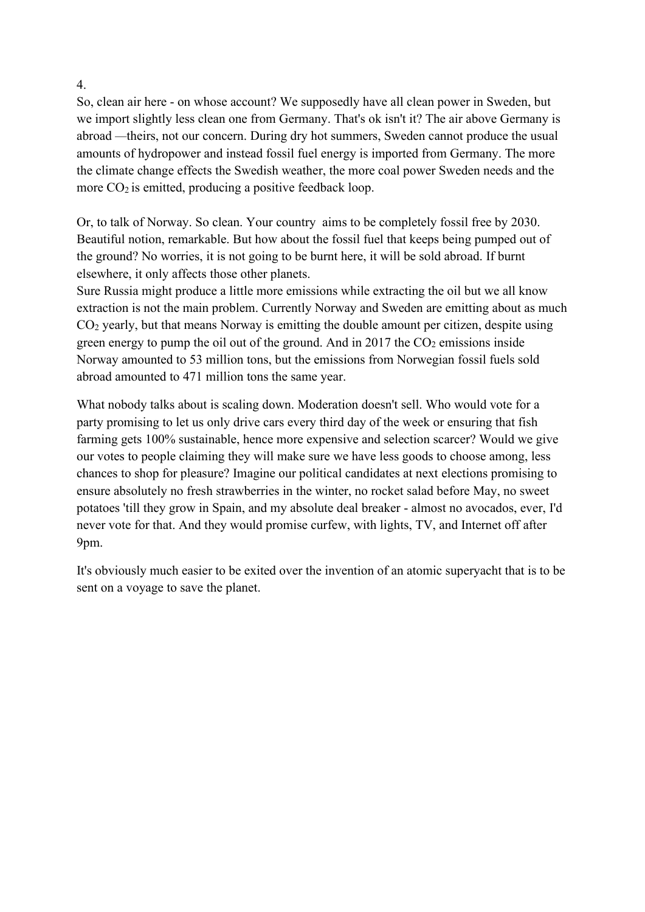4.

So, clean air here - on whose account? We supposedly have all clean power in Sweden, but we import slightly less clean one from Germany. That's ok isn't it? The air above Germany is abroad —theirs, not our concern. During dry hot summers, Sweden cannot produce the usual amounts of hydropower and instead fossil fuel energy is imported from Germany. The more the climate change effects the Swedish weather, the more coal power Sweden needs and the more $CO_2$ is emitted, producing a positive feedback loop.

Or, to talk of Norway. So clean. Your country aims to be completely fossil free by 2030. Beautiful notion, remarkable. But how about the fossil fuel that keeps being pumped out of the ground? No worries, it is not going to be burnt here, it will be sold abroad. If burnt elsewhere, it only affects those other planets.
Sure Russia might produce a little more emissions while extracting the oil but we all know extraction is not the main problem. Currently Norway and Sweden are emitting about as much $CO_2$ yearly, but that means Norway is emitting the double amount per citizen, despite using green energy to pump the oil out of the ground. And in 2017 the $CO_2$ emissions inside Norway amounted to 53 million tons, but the emissions from Norwegian fossil fuels sold abroad amounted to 471 million tons the same year.

What nobody talks about is scaling down. Moderation doesn't sell. Who would vote for a party promising to let us only drive cars every third day of the week or ensuring that fish farming gets 100% sustainable, hence more expensive and selection scarcer? Would we give our votes to people claiming they will make sure we have less goods to choose among, less chances to shop for pleasure? Imagine our political candidates at next elections promising to ensure absolutely no fresh strawberries in the winter, no rocket salad before May, no sweet potatoes 'till they grow in Spain, and my absolute deal breaker - almost no avocados, ever, I'd never vote for that. And they would promise curfew, with lights, TV, and Internet off after 9pm.

It's obviously much easier to be exited over the invention of an atomic superyacht that is to be sent on a voyage to save the planet.